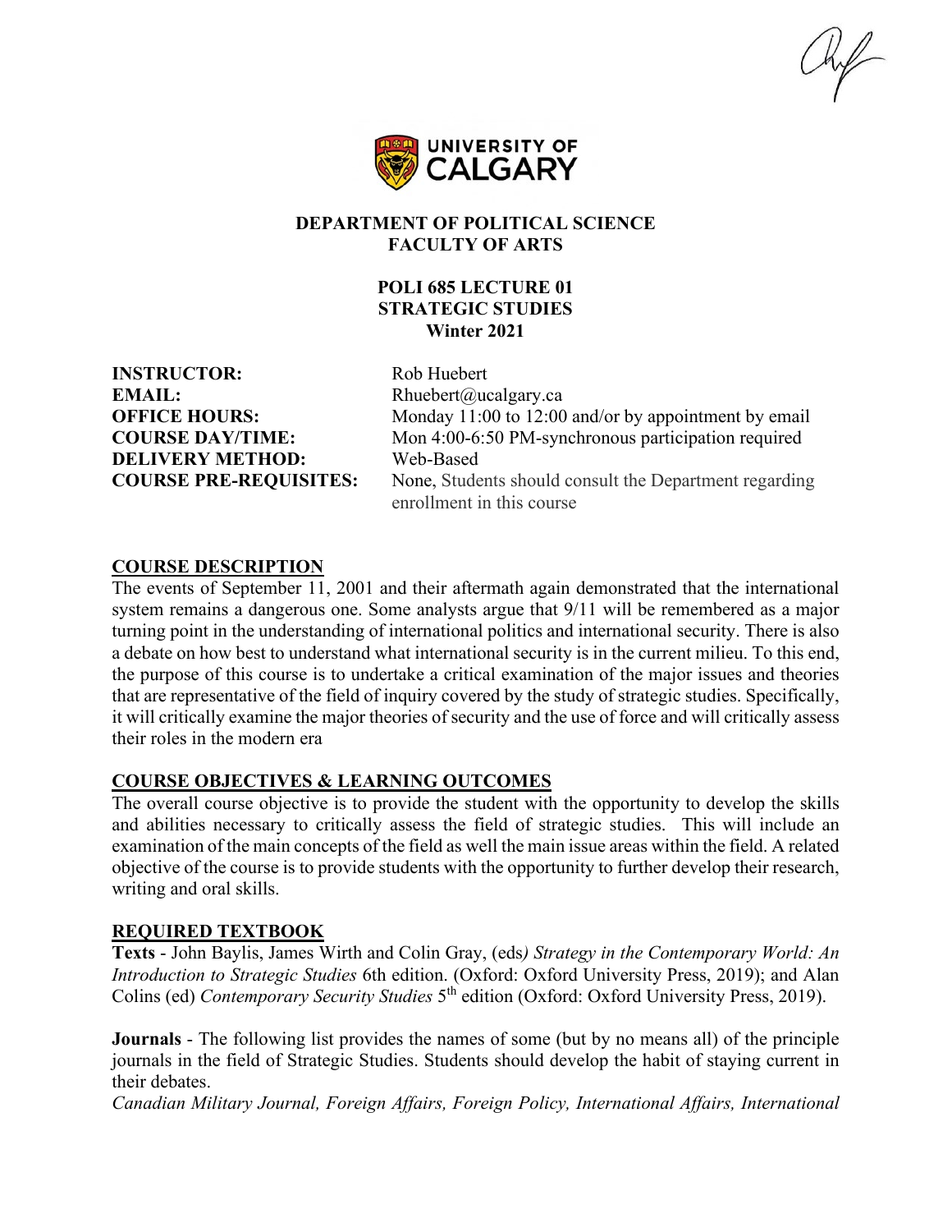**DEPARTMENT OF POLITICAL SCIENCE**
**FACULTY OF ARTS**

# POLI 685 LECTURE 01
## STRATEGIC STUDIES
### Winter 2021

**INSTRUCTOR:** Rob Huebert
**EMAIL:** Rhuebert@ucalgary.ca
**OFFICE HOURS:** Monday 11:00 to 12:00 and/or by appointment by email
**COURSE DAY/TIME:** Mon 4:00-6:50 PM-synchronous participation required
**DELIVERY METHOD:** Web-Based
**COURSE PRE-REQUISITES:** None, Students should consult the Department regarding enrollment in this course

## COURSE DESCRIPTION

The events of September 11, 2001 and their aftermath again demonstrated that the international system remains a dangerous one. Some analysts argue that 9/11 will be remembered as a major turning point in the understanding of international politics and international security. There is also a debate on how best to understand what international security is in the current milieu. To this end, the purpose of this course is to undertake a critical examination of the major issues and theories that are representative of the field of inquiry covered by the study of strategic studies. Specifically, it will critically examine the major theories of security and the use of force and will critically assess their roles in the modern era

## COURSE OBJECTIVES & LEARNING OUTCOMES

The overall course objective is to provide the student with the opportunity to develop the skills and abilities necessary to critically assess the field of strategic studies. This will include an examination of the main concepts of the field as well the main issue areas within the field. A related objective of the course is to provide students with the opportunity to further develop their research, writing and oral skills.

## REQUIRED TEXTBOOK

**Texts** - John Baylis, James Wirth and Colin Gray, (eds*) Strategy in the Contemporary World: An Introduction to Strategic Studies* 6th edition. (Oxford: Oxford University Press, 2019); and Alan Colins (ed) *Contemporary Security Studies* 5th edition (Oxford: Oxford University Press, 2019).

**Journals** - The following list provides the names of some (but by no means all) of the principle journals in the field of Strategic Studies. Students should develop the habit of staying current in their debates.
*Canadian Military Journal, Foreign Affairs, Foreign Policy, International Affairs, International*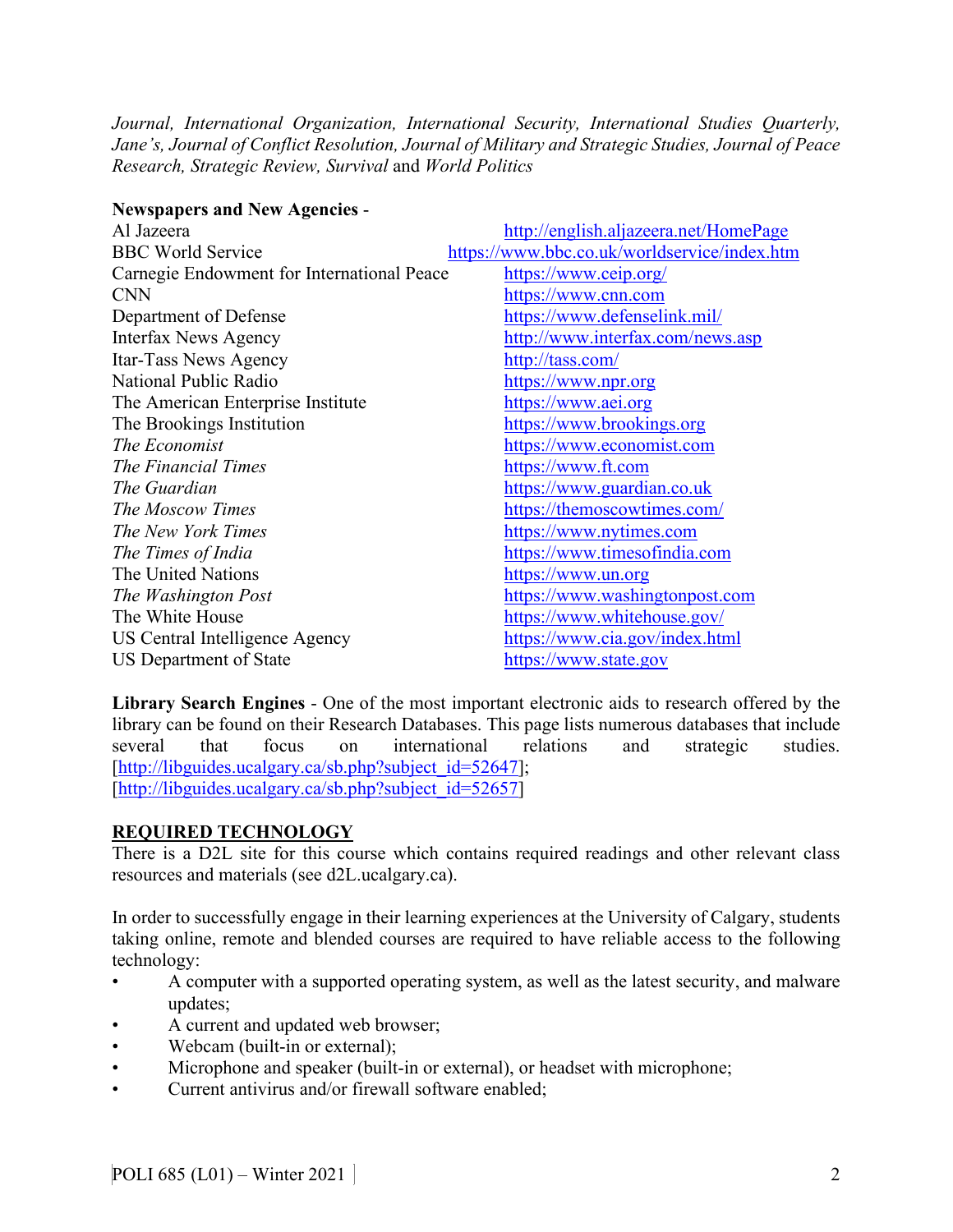*Journal, International Organization, International Security, International Studies Quarterly, Jane's, Journal of Conflict Resolution, Journal of Military and Strategic Studies, Journal of Peace Research, Strategic Review, Survival* and *World Politics*

**Newspapers and New Agencies** -

| | |
|---|---|
| Al Jazeera | http://english.aljazeera.net/HomePage |
| BBC World Service | https://www.bbc.co.uk/worldservice/index.htm |
| Carnegie Endowment for International Peace | https://www.ceip.org/ |
| CNN | https://www.cnn.com |
| Department of Defense | https://www.defenselink.mil/ |
| Interfax News Agency | http://www.interfax.com/news.asp |
| Itar-Tass News Agency | http://tass.com/ |
| National Public Radio | https://www.npr.org |
| The American Enterprise Institute | https://www.aei.org |
| The Brookings Institution | https://www.brookings.org |
| *The Economist* | https://www.economist.com |
| *The Financial Times* | https://www.ft.com |
| *The Guardian* | https://www.guardian.co.uk |
| *The Moscow Times* | https://themoscowtimes.com/ |
| *The New York Times* | https://www.nytimes.com |
| *The Times of India* | https://www.timesofindia.com |
| The United Nations | https://www.un.org |
| *The Washington Post* | https://www.washingtonpost.com |
| The White House | https://www.whitehouse.gov/ |
| US Central Intelligence Agency | https://www.cia.gov/index.html |
| US Department of State | https://www.state.gov |

**Library Search Engines** - One of the most important electronic aids to research offered by the library can be found on their Research Databases. This page lists numerous databases that include several that focus on international relations and strategic studies. [http://libguides.ucalgary.ca/sb.php?subject_id=52647]; [http://libguides.ucalgary.ca/sb.php?subject_id=52657]

## REQUIRED TECHNOLOGY

There is a D2L site for this course which contains required readings and other relevant class resources and materials (see d2L.ucalgary.ca).

In order to successfully engage in their learning experiences at the University of Calgary, students taking online, remote and blended courses are required to have reliable access to the following technology:

- A computer with a supported operating system, as well as the latest security, and malware updates;
- A current and updated web browser;
- Webcam (built-in or external);
- Microphone and speaker (built-in or external), or headset with microphone;
- Current antivirus and/or firewall software enabled;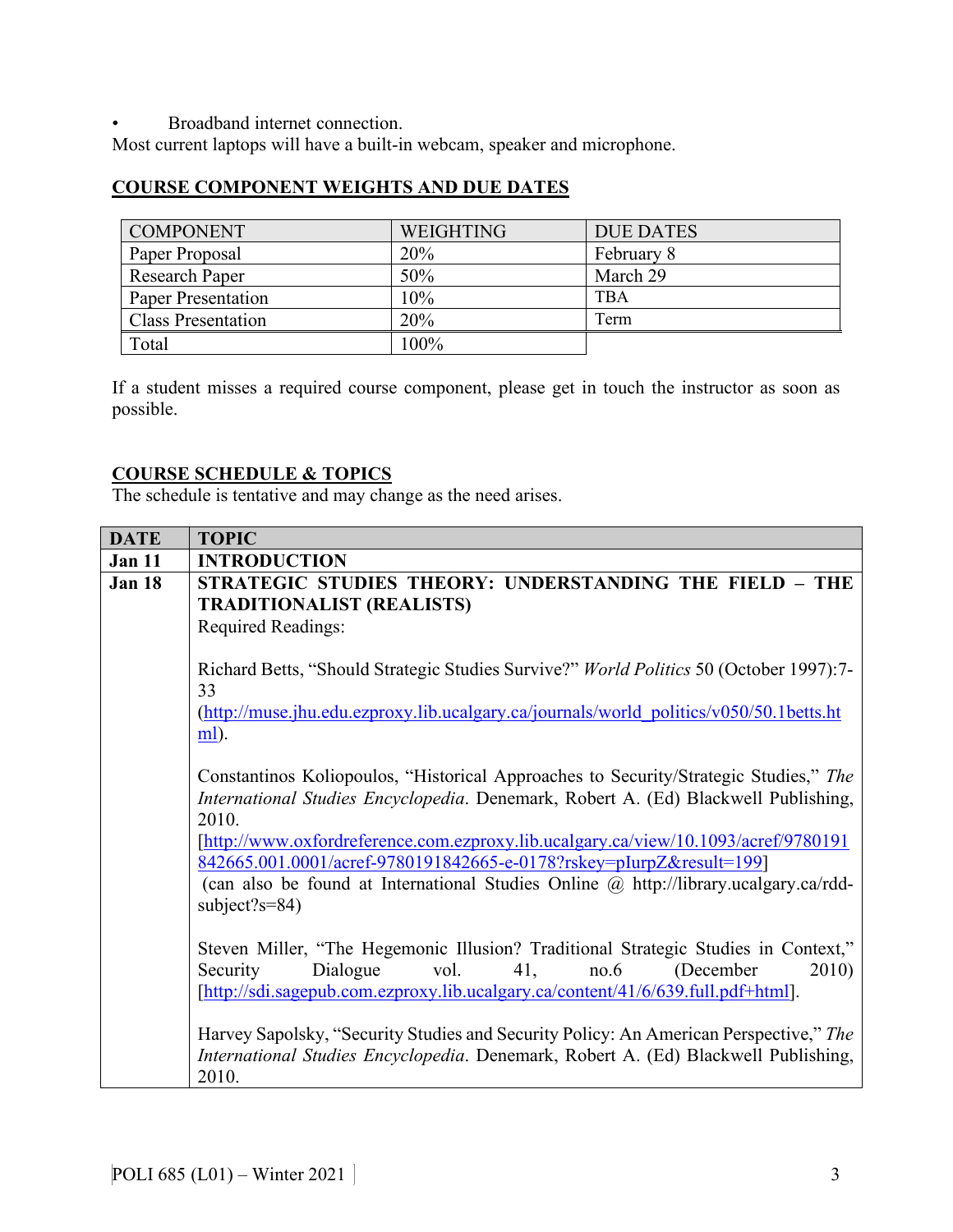- Broadband internet connection.

Most current laptops will have a built-in webcam, speaker and microphone.

## COURSE COMPONENT WEIGHTS AND DUE DATES

| COMPONENT | WEIGHTING | DUE DATES |
|---|---|---|
| Paper Proposal | 20% | February 8 |
| Research Paper | 50% | March 29 |
| Paper Presentation | 10% | TBA |
| Class Presentation | 20% | Term |
| Total | 100% | |

If a student misses a required course component, please get in touch the instructor as soon as possible.

## COURSE SCHEDULE & TOPICS

The schedule is tentative and may change as the need arises.

| DATE | TOPIC |
|---|---|
| **Jan 11** | **INTRODUCTION** |
| **Jan 18** | **STRATEGIC STUDIES THEORY: UNDERSTANDING THE FIELD – THE TRADITIONALIST (REALISTS)**<br>Required Readings:<br><br>Richard Betts, "Should Strategic Studies Survive?" *World Politics* 50 (October 1997):7-33 (http://muse.jhu.edu.ezproxy.lib.ucalgary.ca/journals/world_politics/v050/50.1betts.html).<br><br>Constantinos Koliopoulos, "Historical Approaches to Security/Strategic Studies," *The International Studies Encyclopedia*. Denemark, Robert A. (Ed) Blackwell Publishing, 2010. [http://www.oxfordreference.com.ezproxy.lib.ucalgary.ca/view/10.1093/acref/9780191842665.001.0001/acref-9780191842665-e-0178?rskey=pIurpZ&result=199] (can also be found at International Studies Online @ http://library.ucalgary.ca/rdd-subject?s=84)<br><br>Steven Miller, "The Hegemonic Illusion? Traditional Strategic Studies in Context," Security Dialogue vol. 41, no.6 (December 2010) [http://sdi.sagepub.com.ezproxy.lib.ucalgary.ca/content/41/6/639.full.pdf+html].<br><br>Harvey Sapolsky, "Security Studies and Security Policy: An American Perspective," *The International Studies Encyclopedia*. Denemark, Robert A. (Ed) Blackwell Publishing, 2010. |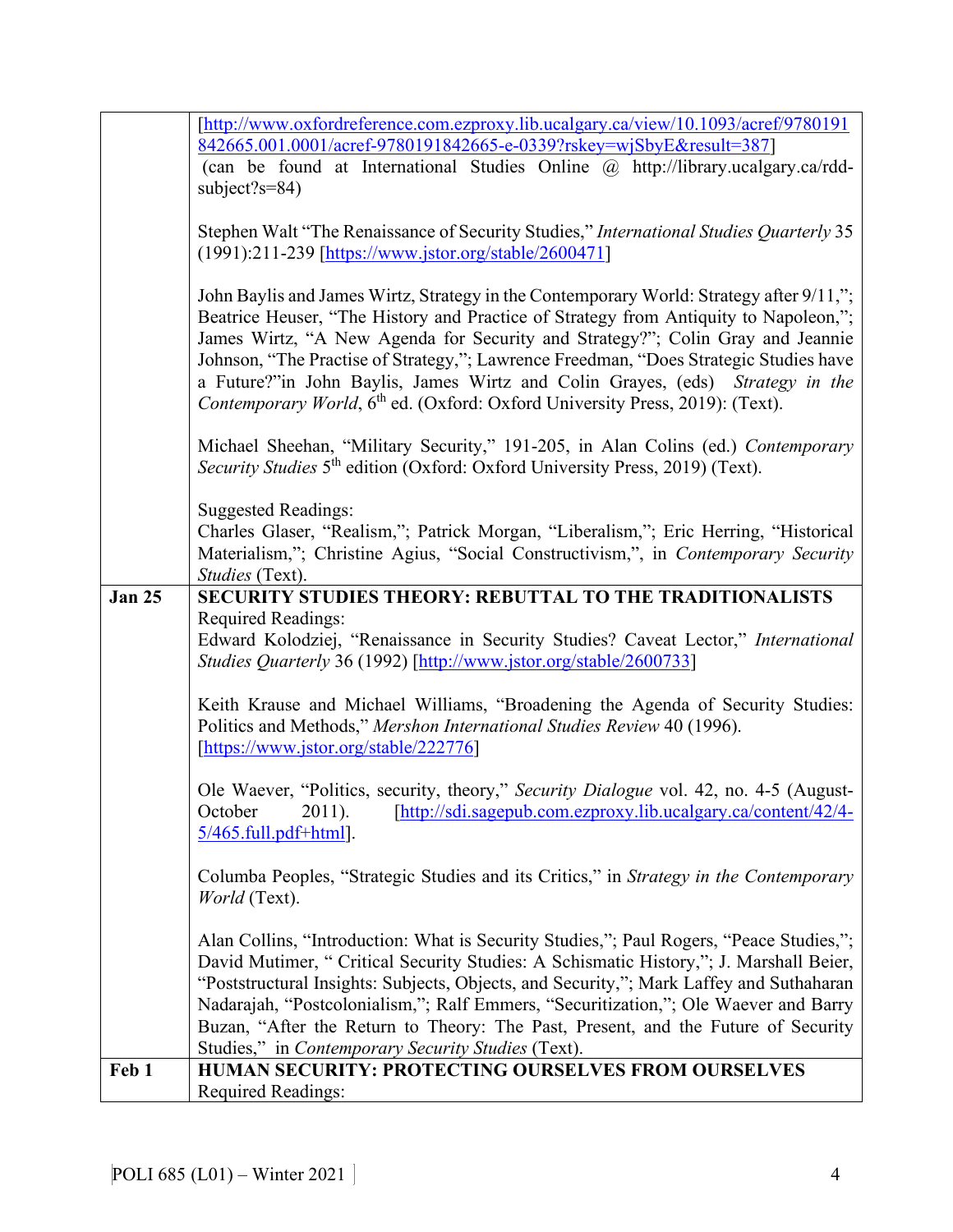| | |
|---|---|
| | [http://www.oxfordreference.com.ezproxy.lib.ucalgary.ca/view/10.1093/acref/9780191842665.001.0001/acref-9780191842665-e-0339?rskey=wjSbyE&result=387] (can be found at International Studies Online @ http://library.ucalgary.ca/rdd-subject?s=84)<br><br>Stephen Walt "The Renaissance of Security Studies," *International Studies Quarterly* 35 (1991):211-239 [https://www.jstor.org/stable/2600471]<br><br>John Baylis and James Wirtz, Strategy in the Contemporary World: Strategy after 9/11,"; Beatrice Heuser, "The History and Practice of Strategy from Antiquity to Napoleon,"; James Wirtz, "A New Agenda for Security and Strategy?"; Colin Gray and Jeannie Johnson, "The Practise of Strategy,"; Lawrence Freedman, "Does Strategic Studies have a Future?"in John Baylis, James Wirtz and Colin Grayes, (eds) *Strategy in the Contemporary World*, 6th ed. (Oxford: Oxford University Press, 2019): (Text).<br><br>Michael Sheehan, "Military Security," 191-205, in Alan Colins (ed.) *Contemporary Security Studies* 5th edition (Oxford: Oxford University Press, 2019) (Text).<br><br>Suggested Readings:<br>Charles Glaser, "Realism,"; Patrick Morgan, "Liberalism,"; Eric Herring, "Historical Materialism,"; Christine Agius, "Social Constructivism,", in *Contemporary Security Studies* (Text). |
| **Jan 25** | **SECURITY STUDIES THEORY: REBUTTAL TO THE TRADITIONALISTS**<br>Required Readings:<br>Edward Kolodziej, "Renaissance in Security Studies? Caveat Lector," *International Studies Quarterly* 36 (1992) [http://www.jstor.org/stable/2600733]<br><br>Keith Krause and Michael Williams, "Broadening the Agenda of Security Studies: Politics and Methods," *Mershon International Studies Review* 40 (1996). [https://www.jstor.org/stable/222776]<br><br>Ole Waever, "Politics, security, theory," *Security Dialogue* vol. 42, no. 4-5 (August-October 2011). [http://sdi.sagepub.com.ezproxy.lib.ucalgary.ca/content/42/4-5/465.full.pdf+html].<br><br>Columba Peoples, "Strategic Studies and its Critics," in *Strategy in the Contemporary World* (Text).<br><br>Alan Collins, "Introduction: What is Security Studies,"; Paul Rogers, "Peace Studies,"; David Mutimer, " Critical Security Studies: A Schismatic History,"; J. Marshall Beier, "Poststructural Insights: Subjects, Objects, and Security,"; Mark Laffey and Suthaharan Nadarajah, "Postcolonialism,"; Ralf Emmers, "Securitization,"; Ole Waever and Barry Buzan, "After the Return to Theory: The Past, Present, and the Future of Security Studies," in *Contemporary Security Studies* (Text). |
| **Feb 1** | **HUMAN SECURITY: PROTECTING OURSELVES FROM OURSELVES**<br>Required Readings: |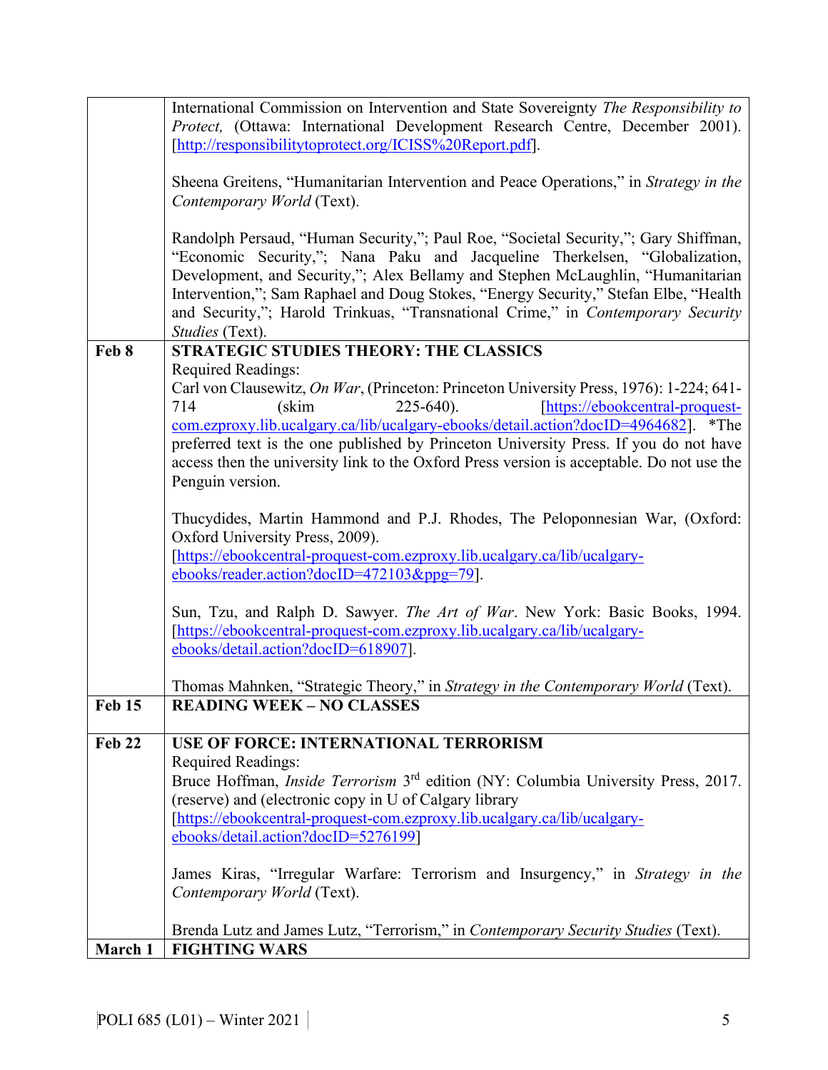| | |
|---|---|
| | International Commission on Intervention and State Sovereignty *The Responsibility to Protect,* (Ottawa: International Development Research Centre, December 2001). [http://responsibilitytoprotect.org/ICISS%20Report.pdf].<br><br>Sheena Greitens, "Humanitarian Intervention and Peace Operations," in *Strategy in the Contemporary World* (Text).<br><br>Randolph Persaud, "Human Security,"; Paul Roe, "Societal Security,"; Gary Shiffman, "Economic Security,"; Nana Paku and Jacqueline Therkelsen, "Globalization, Development, and Security,"; Alex Bellamy and Stephen McLaughlin, "Humanitarian Intervention,"; Sam Raphael and Doug Stokes, "Energy Security," Stefan Elbe, "Health and Security,"; Harold Trinkuas, "Transnational Crime," in *Contemporary Security Studies* (Text). |
| **Feb 8** | **STRATEGIC STUDIES THEORY: THE CLASSICS**<br>Required Readings:<br>Carl von Clausewitz, *On War*, (Princeton: Princeton University Press, 1976): 1-224; 641-714 (skim 225-640). [https://ebookcentral-proquest-com.ezproxy.lib.ucalgary.ca/lib/ucalgary-ebooks/detail.action?docID=4964682]. *The preferred text is the one published by Princeton University Press. If you do not have access then the university link to the Oxford Press version is acceptable. Do not use the Penguin version.<br><br>Thucydides, Martin Hammond and P.J. Rhodes, The Peloponnesian War, (Oxford: Oxford University Press, 2009). [https://ebookcentral-proquest-com.ezproxy.lib.ucalgary.ca/lib/ucalgary-ebooks/reader.action?docID=472103&ppg=79].<br><br>Sun, Tzu, and Ralph D. Sawyer. *The Art of War*. New York: Basic Books, 1994. [https://ebookcentral-proquest-com.ezproxy.lib.ucalgary.ca/lib/ucalgary-ebooks/detail.action?docID=618907].<br><br>Thomas Mahnken, "Strategic Theory," in *Strategy in the Contemporary World* (Text). |
| **Feb 15** | **READING WEEK – NO CLASSES** |
| **Feb 22** | **USE OF FORCE: INTERNATIONAL TERRORISM**<br>Required Readings:<br>Bruce Hoffman, *Inside Terrorism* 3rd edition (NY: Columbia University Press, 2017. (reserve) and (electronic copy in U of Calgary library [https://ebookcentral-proquest-com.ezproxy.lib.ucalgary.ca/lib/ucalgary-ebooks/detail.action?docID=5276199]<br><br>James Kiras, "Irregular Warfare: Terrorism and Insurgency," in *Strategy in the Contemporary World* (Text).<br><br>Brenda Lutz and James Lutz, "Terrorism," in *Contemporary Security Studies* (Text). |
| **March 1** | **FIGHTING WARS** |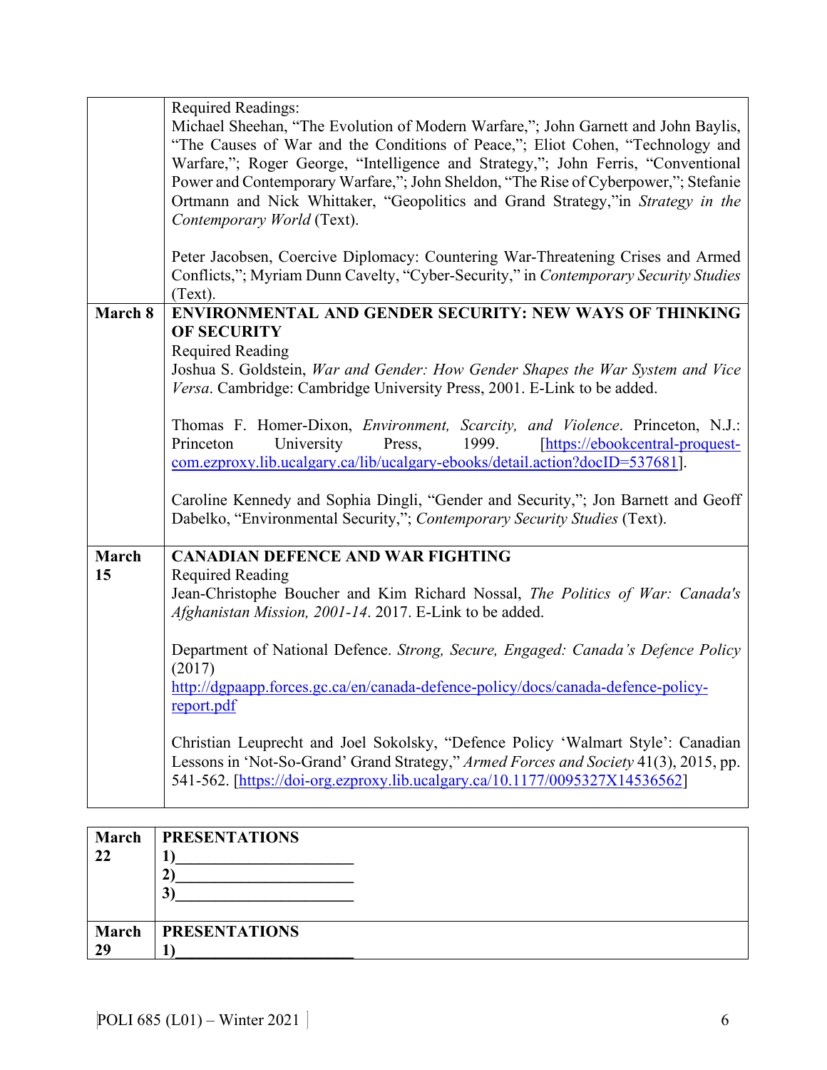| | |
|---|---|
| | Required Readings:<br>Michael Sheehan, "The Evolution of Modern Warfare,"; John Garnett and John Baylis, "The Causes of War and the Conditions of Peace,"; Eliot Cohen, "Technology and Warfare,"; Roger George, "Intelligence and Strategy,"; John Ferris, "Conventional Power and Contemporary Warfare,"; John Sheldon, "The Rise of Cyberpower,"; Stefanie Ortmann and Nick Whittaker, "Geopolitics and Grand Strategy,"in *Strategy in the Contemporary World* (Text).<br><br>Peter Jacobsen, Coercive Diplomacy: Countering War-Threatening Crises and Armed Conflicts,"; Myriam Dunn Cavelty, "Cyber-Security," in *Contemporary Security Studies* (Text). |
| **March 8** | **ENVIRONMENTAL AND GENDER SECURITY: NEW WAYS OF THINKING OF SECURITY**<br>Required Reading<br>Joshua S. Goldstein, *War and Gender: How Gender Shapes the War System and Vice Versa*. Cambridge: Cambridge University Press, 2001. E-Link to be added.<br><br>Thomas F. Homer-Dixon, *Environment, Scarcity, and Violence*. Princeton, N.J.: Princeton University Press, 1999. [https://ebookcentral-proquest-com.ezproxy.lib.ucalgary.ca/lib/ucalgary-ebooks/detail.action?docID=537681].<br><br>Caroline Kennedy and Sophia Dingli, "Gender and Security,"; Jon Barnett and Geoff Dabelko, "Environmental Security,"; *Contemporary Security Studies* (Text). |
| **March 15** | **CANADIAN DEFENCE AND WAR FIGHTING**<br>Required Reading<br>Jean-Christophe Boucher and Kim Richard Nossal, *The Politics of War: Canada's Afghanistan Mission, 2001-14*. 2017. E-Link to be added.<br><br>Department of National Defence. *Strong, Secure, Engaged: Canada's Defence Policy* (2017)<br>http://dgpaapp.forces.gc.ca/en/canada-defence-policy/docs/canada-defence-policy-report.pdf<br><br>Christian Leuprecht and Joel Sokolsky, "Defence Policy 'Walmart Style': Canadian Lessons in 'Not-So-Grand' Grand Strategy," *Armed Forces and Society* 41(3), 2015, pp. 541-562. [https://doi-org.ezproxy.lib.ucalgary.ca/10.1177/0095327X14536562] |

| | |
|---|---|
| **March 22** | **PRESENTATIONS**<br>**1)**______________________<br>**2)**______________________<br>**3)**______________________ |
| **March 29** | **PRESENTATIONS**<br>**1)**______________________ |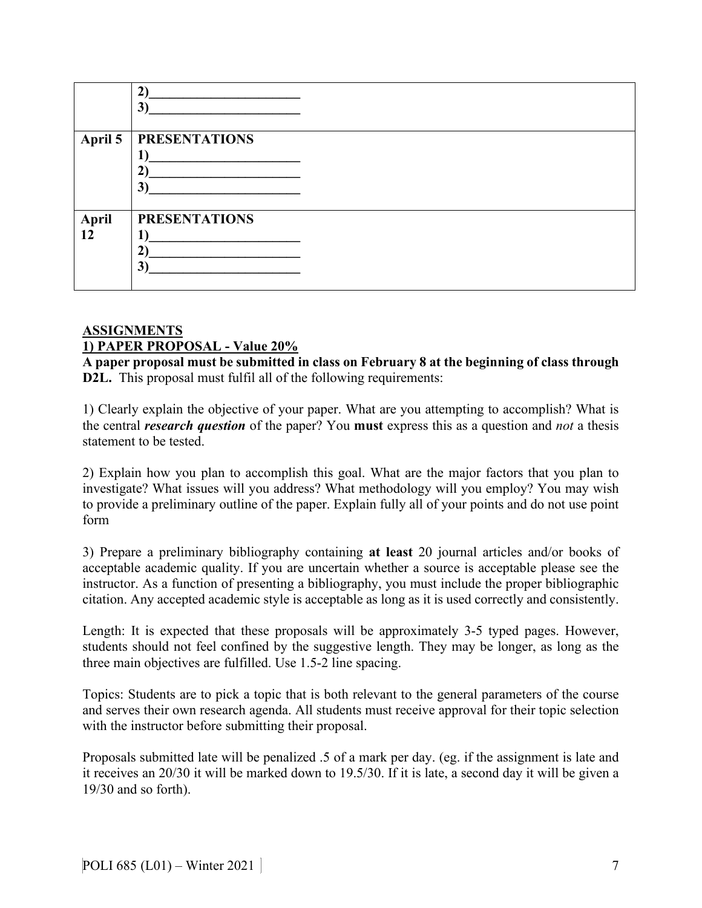| | |
|---|---|
| | **2)\_\_\_\_\_\_\_\_\_\_\_\_\_\_\_\_\_\_\_\_\_\_**<br>**3)\_\_\_\_\_\_\_\_\_\_\_\_\_\_\_\_\_\_\_\_\_\_** |
| **April 5** | **PRESENTATIONS**<br>**1)\_\_\_\_\_\_\_\_\_\_\_\_\_\_\_\_\_\_\_\_\_\_**<br>**2)\_\_\_\_\_\_\_\_\_\_\_\_\_\_\_\_\_\_\_\_\_\_**<br>**3)\_\_\_\_\_\_\_\_\_\_\_\_\_\_\_\_\_\_\_\_\_\_** |
| **April 12** | **PRESENTATIONS**<br>**1)\_\_\_\_\_\_\_\_\_\_\_\_\_\_\_\_\_\_\_\_\_\_**<br>**2)\_\_\_\_\_\_\_\_\_\_\_\_\_\_\_\_\_\_\_\_\_\_**<br>**3)\_\_\_\_\_\_\_\_\_\_\_\_\_\_\_\_\_\_\_\_\_\_** |

## ASSIGNMENTS

### 1) PAPER PROPOSAL - Value 20%

**A paper proposal must be submitted in class on February 8 at the beginning of class through D2L.** This proposal must fulfil all of the following requirements:

1) Clearly explain the objective of your paper. What are you attempting to accomplish? What is the central ***research question*** of the paper? You **must** express this as a question and *not* a thesis statement to be tested.

2) Explain how you plan to accomplish this goal. What are the major factors that you plan to investigate? What issues will you address? What methodology will you employ? You may wish to provide a preliminary outline of the paper. Explain fully all of your points and do not use point form

3) Prepare a preliminary bibliography containing **at least** 20 journal articles and/or books of acceptable academic quality. If you are uncertain whether a source is acceptable please see the instructor. As a function of presenting a bibliography, you must include the proper bibliographic citation. Any accepted academic style is acceptable as long as it is used correctly and consistently.

Length: It is expected that these proposals will be approximately 3-5 typed pages. However, students should not feel confined by the suggestive length. They may be longer, as long as the three main objectives are fulfilled. Use 1.5-2 line spacing.

Topics: Students are to pick a topic that is both relevant to the general parameters of the course and serves their own research agenda. All students must receive approval for their topic selection with the instructor before submitting their proposal.

Proposals submitted late will be penalized .5 of a mark per day. (eg. if the assignment is late and it receives an 20/30 it will be marked down to 19.5/30. If it is late, a second day it will be given a 19/30 and so forth).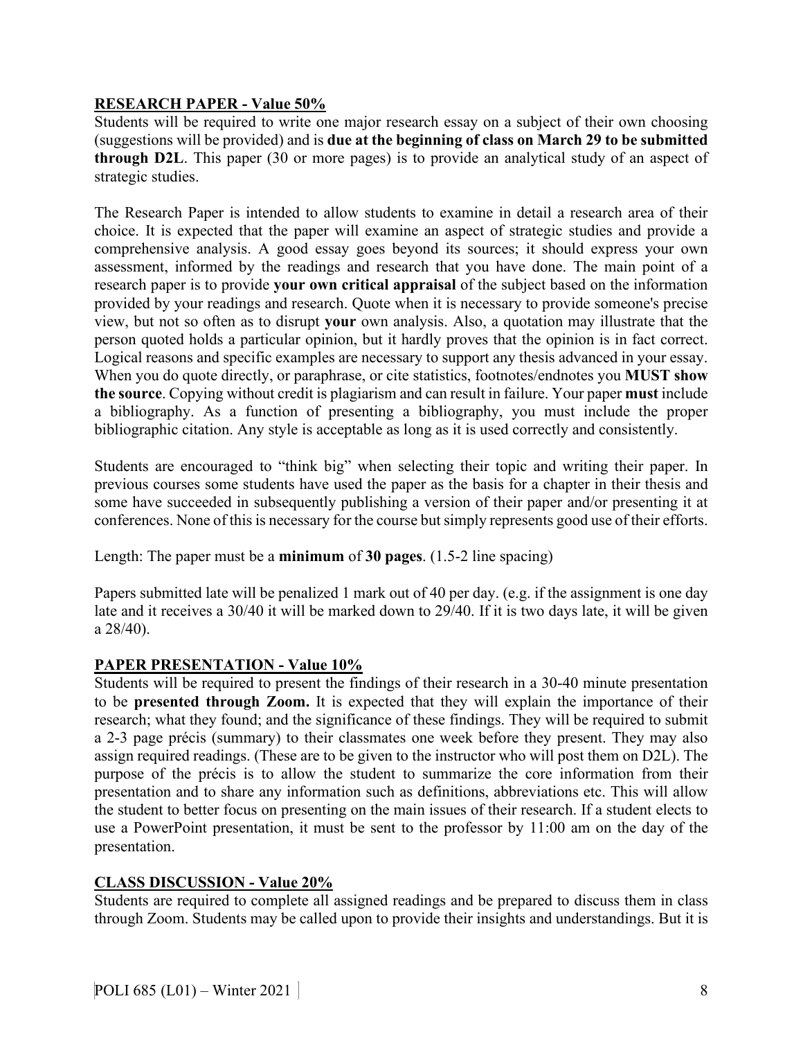**RESEARCH PAPER - Value 50%**

Students will be required to write one major research essay on a subject of their own choosing (suggestions will be provided) and is **due at the beginning of class on March 29 to be submitted through D2L**. This paper (30 or more pages) is to provide an analytical study of an aspect of strategic studies.

The Research Paper is intended to allow students to examine in detail a research area of their choice. It is expected that the paper will examine an aspect of strategic studies and provide a comprehensive analysis. A good essay goes beyond its sources; it should express your own assessment, informed by the readings and research that you have done. The main point of a research paper is to provide **your own critical appraisal** of the subject based on the information provided by your readings and research. Quote when it is necessary to provide someone's precise view, but not so often as to disrupt **your** own analysis. Also, a quotation may illustrate that the person quoted holds a particular opinion, but it hardly proves that the opinion is in fact correct. Logical reasons and specific examples are necessary to support any thesis advanced in your essay. When you do quote directly, or paraphrase, or cite statistics, footnotes/endnotes you **MUST show the source**. Copying without credit is plagiarism and can result in failure. Your paper **must** include a bibliography. As a function of presenting a bibliography, you must include the proper bibliographic citation. Any style is acceptable as long as it is used correctly and consistently.

Students are encouraged to "think big" when selecting their topic and writing their paper. In previous courses some students have used the paper as the basis for a chapter in their thesis and some have succeeded in subsequently publishing a version of their paper and/or presenting it at conferences. None of this is necessary for the course but simply represents good use of their efforts.

Length: The paper must be a **minimum** of **30 pages**. (1.5-2 line spacing)

Papers submitted late will be penalized 1 mark out of 40 per day. (e.g. if the assignment is one day late and it receives a 30/40 it will be marked down to 29/40. If it is two days late, it will be given a 28/40).

**PAPER PRESENTATION - Value 10%**

Students will be required to present the findings of their research in a 30-40 minute presentation to be **presented through Zoom.** It is expected that they will explain the importance of their research; what they found; and the significance of these findings. They will be required to submit a 2-3 page précis (summary) to their classmates one week before they present. They may also assign required readings. (These are to be given to the instructor who will post them on D2L). The purpose of the précis is to allow the student to summarize the core information from their presentation and to share any information such as definitions, abbreviations etc. This will allow the student to better focus on presenting on the main issues of their research. If a student elects to use a PowerPoint presentation, it must be sent to the professor by 11:00 am on the day of the presentation.

**CLASS DISCUSSION - Value 20%**

Students are required to complete all assigned readings and be prepared to discuss them in class through Zoom. Students may be called upon to provide their insights and understandings. But it is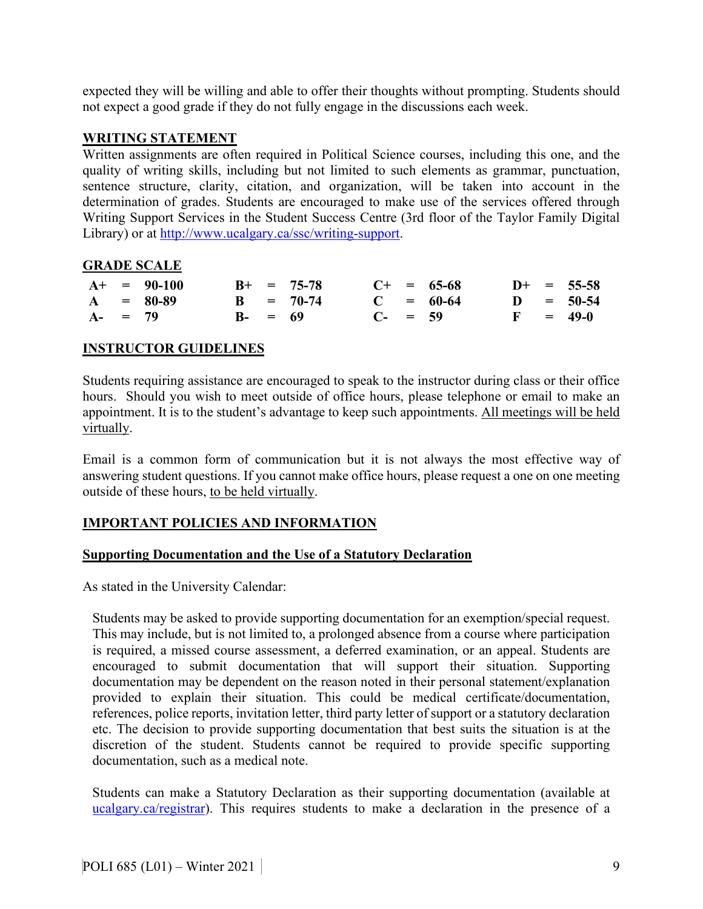expected they will be willing and able to offer their thoughts without prompting. Students should not expect a good grade if they do not fully engage in the discussions each week.

## WRITING STATEMENT

Written assignments are often required in Political Science courses, including this one, and the quality of writing skills, including but not limited to such elements as grammar, punctuation, sentence structure, clarity, citation, and organization, will be taken into account in the determination of grades. Students are encouraged to make use of the services offered through Writing Support Services in the Student Success Centre (3rd floor of the Taylor Family Digital Library) or at http://www.ucalgary.ca/ssc/writing-support.

## GRADE SCALE

| | | | |
|---|---|---|---|
| **A+ = 90-100** | **B+ = 75-78** | **C+ = 65-68** | **D+ = 55-58** |
| **A = 80-89** | **B = 70-74** | **C = 60-64** | **D = 50-54** |
| **A- = 79** | **B- = 69** | **C- = 59** | **F = 49-0** |

## INSTRUCTOR GUIDELINES

Students requiring assistance are encouraged to speak to the instructor during class or their office hours. Should you wish to meet outside of office hours, please telephone or email to make an appointment. It is to the student's advantage to keep such appointments. All meetings will be held virtually.

Email is a common form of communication but it is not always the most effective way of answering student questions. If you cannot make office hours, please request a one on one meeting outside of these hours, to be held virtually.

## IMPORTANT POLICIES AND INFORMATION

### Supporting Documentation and the Use of a Statutory Declaration

As stated in the University Calendar:

> Students may be asked to provide supporting documentation for an exemption/special request. This may include, but is not limited to, a prolonged absence from a course where participation is required, a missed course assessment, a deferred examination, or an appeal. Students are encouraged to submit documentation that will support their situation. Supporting documentation may be dependent on the reason noted in their personal statement/explanation provided to explain their situation. This could be medical certificate/documentation, references, police reports, invitation letter, third party letter of support or a statutory declaration etc. The decision to provide supporting documentation that best suits the situation is at the discretion of the student. Students cannot be required to provide specific supporting documentation, such as a medical note.
>
> Students can make a Statutory Declaration as their supporting documentation (available at ucalgary.ca/registrar). This requires students to make a declaration in the presence of a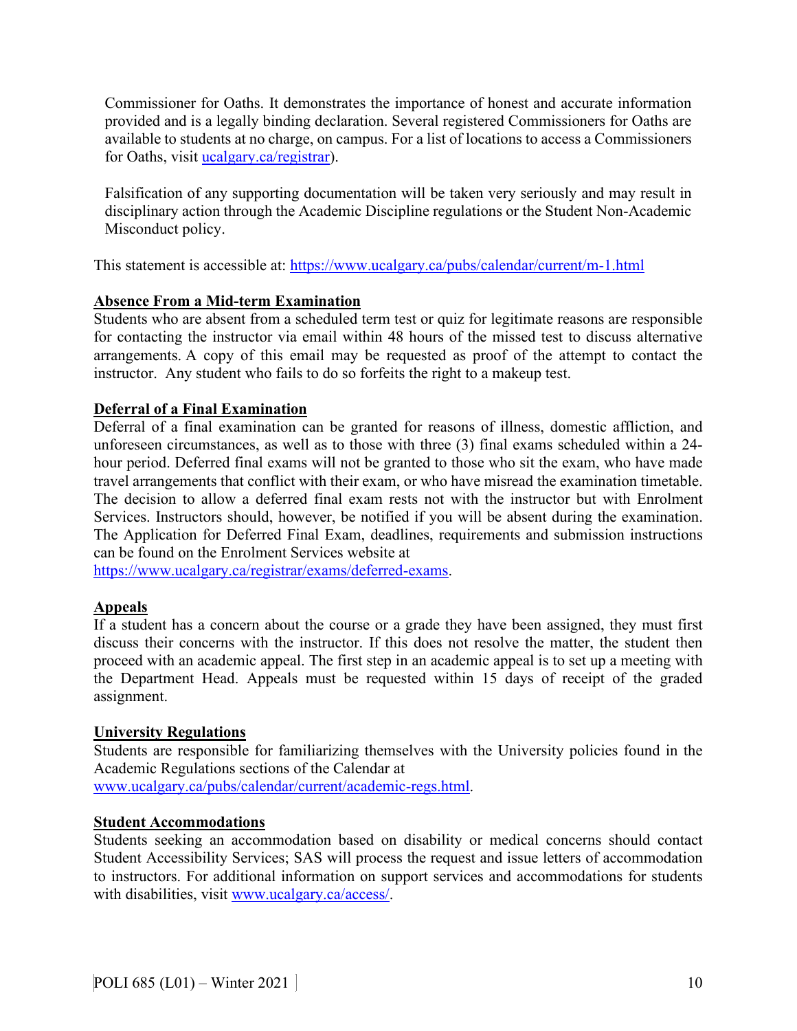Commissioner for Oaths. It demonstrates the importance of honest and accurate information provided and is a legally binding declaration. Several registered Commissioners for Oaths are available to students at no charge, on campus. For a list of locations to access a Commissioners for Oaths, visit [ucalgary.ca/registrar](ucalgary.ca/registrar)).

Falsification of any supporting documentation will be taken very seriously and may result in disciplinary action through the Academic Discipline regulations or the Student Non-Academic Misconduct policy.

This statement is accessible at: https://www.ucalgary.ca/pubs/calendar/current/m-1.html

**Absence From a Mid-term Examination**

Students who are absent from a scheduled term test or quiz for legitimate reasons are responsible for contacting the instructor via email within 48 hours of the missed test to discuss alternative arrangements. A copy of this email may be requested as proof of the attempt to contact the instructor. Any student who fails to do so forfeits the right to a makeup test.

**Deferral of a Final Examination**

Deferral of a final examination can be granted for reasons of illness, domestic affliction, and unforeseen circumstances, as well as to those with three (3) final exams scheduled within a 24-hour period. Deferred final exams will not be granted to those who sit the exam, who have made travel arrangements that conflict with their exam, or who have misread the examination timetable. The decision to allow a deferred final exam rests not with the instructor but with Enrolment Services. Instructors should, however, be notified if you will be absent during the examination. The Application for Deferred Final Exam, deadlines, requirements and submission instructions can be found on the Enrolment Services website at https://www.ucalgary.ca/registrar/exams/deferred-exams.

**Appeals**

If a student has a concern about the course or a grade they have been assigned, they must first discuss their concerns with the instructor. If this does not resolve the matter, the student then proceed with an academic appeal. The first step in an academic appeal is to set up a meeting with the Department Head. Appeals must be requested within 15 days of receipt of the graded assignment.

**University Regulations**

Students are responsible for familiarizing themselves with the University policies found in the Academic Regulations sections of the Calendar at www.ucalgary.ca/pubs/calendar/current/academic-regs.html.

**Student Accommodations**

Students seeking an accommodation based on disability or medical concerns should contact Student Accessibility Services; SAS will process the request and issue letters of accommodation to instructors. For additional information on support services and accommodations for students with disabilities, visit www.ucalgary.ca/access/.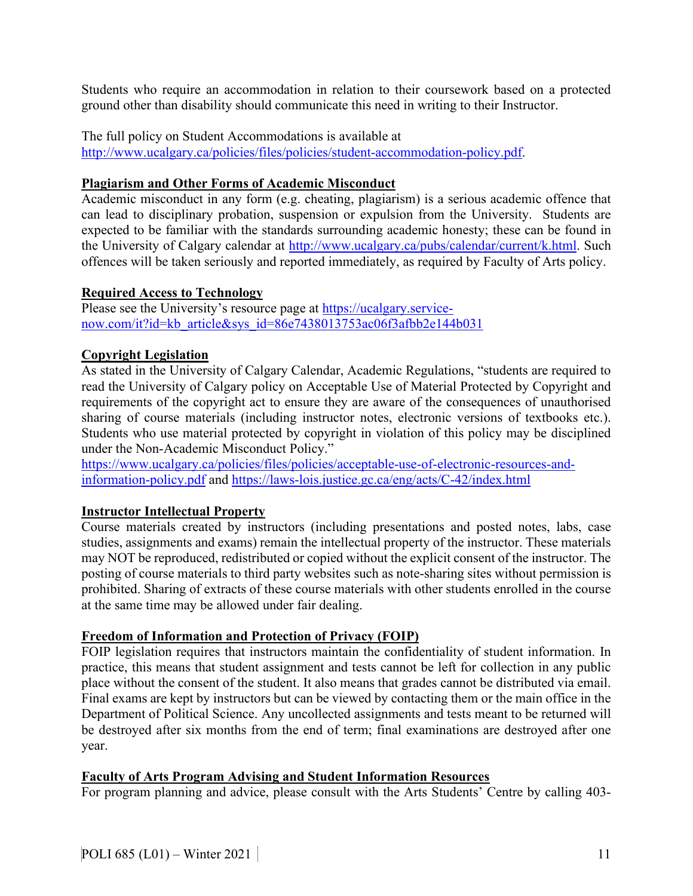Students who require an accommodation in relation to their coursework based on a protected ground other than disability should communicate this need in writing to their Instructor.

The full policy on Student Accommodations is available at http://www.ucalgary.ca/policies/files/policies/student-accommodation-policy.pdf.

**Plagiarism and Other Forms of Academic Misconduct**

Academic misconduct in any form (e.g. cheating, plagiarism) is a serious academic offence that can lead to disciplinary probation, suspension or expulsion from the University. Students are expected to be familiar with the standards surrounding academic honesty; these can be found in the University of Calgary calendar at http://www.ucalgary.ca/pubs/calendar/current/k.html. Such offences will be taken seriously and reported immediately, as required by Faculty of Arts policy.

**Required Access to Technology**

Please see the University's resource page at https://ucalgary.service-now.com/it?id=kb_article&sys_id=86e7438013753ac06f3afbb2e144b031

**Copyright Legislation**

As stated in the University of Calgary Calendar, Academic Regulations, "students are required to read the University of Calgary policy on Acceptable Use of Material Protected by Copyright and requirements of the copyright act to ensure they are aware of the consequences of unauthorised sharing of course materials (including instructor notes, electronic versions of textbooks etc.). Students who use material protected by copyright in violation of this policy may be disciplined under the Non-Academic Misconduct Policy."
https://www.ucalgary.ca/policies/files/policies/acceptable-use-of-electronic-resources-and-information-policy.pdf and https://laws-lois.justice.gc.ca/eng/acts/C-42/index.html

**Instructor Intellectual Property**

Course materials created by instructors (including presentations and posted notes, labs, case studies, assignments and exams) remain the intellectual property of the instructor. These materials may NOT be reproduced, redistributed or copied without the explicit consent of the instructor. The posting of course materials to third party websites such as note-sharing sites without permission is prohibited. Sharing of extracts of these course materials with other students enrolled in the course at the same time may be allowed under fair dealing.

**Freedom of Information and Protection of Privacy (FOIP)**

FOIP legislation requires that instructors maintain the confidentiality of student information. In practice, this means that student assignment and tests cannot be left for collection in any public place without the consent of the student. It also means that grades cannot be distributed via email. Final exams are kept by instructors but can be viewed by contacting them or the main office in the Department of Political Science. Any uncollected assignments and tests meant to be returned will be destroyed after six months from the end of term; final examinations are destroyed after one year.

**Faculty of Arts Program Advising and Student Information Resources**

For program planning and advice, please consult with the Arts Students' Centre by calling 403-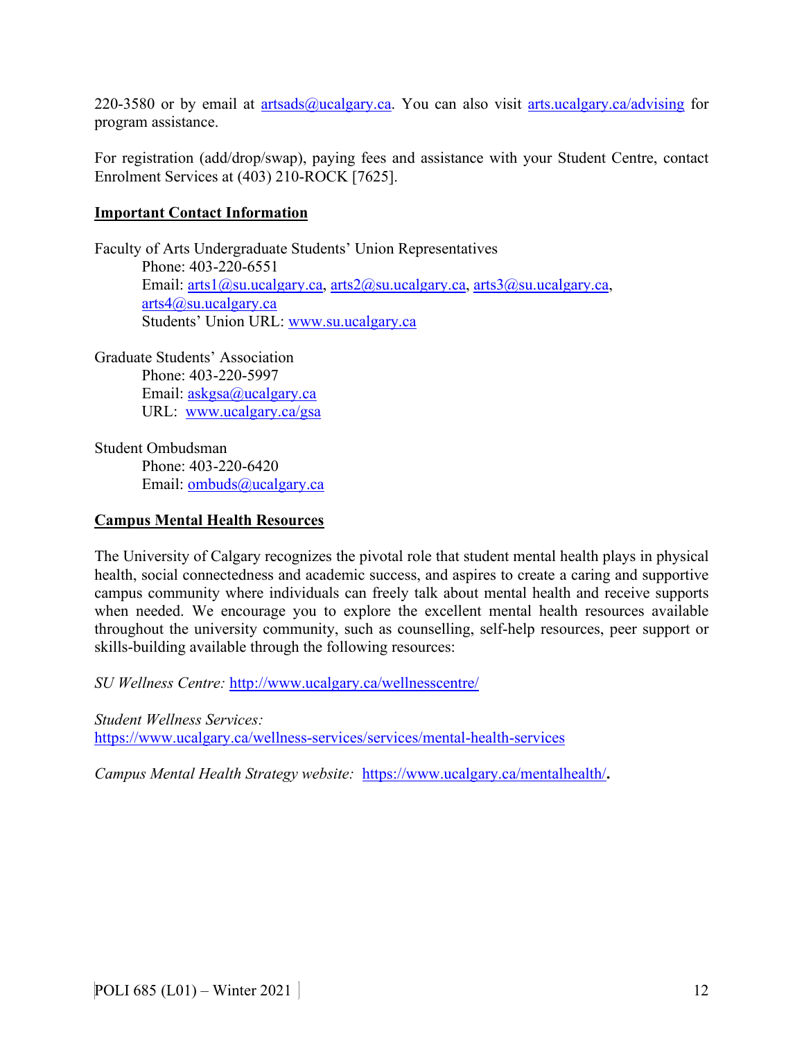220-3580 or by email at artsads@ucalgary.ca. You can also visit arts.ucalgary.ca/advising for program assistance.

For registration (add/drop/swap), paying fees and assistance with your Student Centre, contact Enrolment Services at (403) 210-ROCK [7625].

**Important Contact Information**

Faculty of Arts Undergraduate Students' Union Representatives
Phone: 403-220-6551
Email: arts1@su.ucalgary.ca, arts2@su.ucalgary.ca, arts3@su.ucalgary.ca, arts4@su.ucalgary.ca
Students' Union URL: www.su.ucalgary.ca

Graduate Students' Association
Phone: 403-220-5997
Email: askgsa@ucalgary.ca
URL: www.ucalgary.ca/gsa

Student Ombudsman
Phone: 403-220-6420
Email: ombuds@ucalgary.ca

**Campus Mental Health Resources**

The University of Calgary recognizes the pivotal role that student mental health plays in physical health, social connectedness and academic success, and aspires to create a caring and supportive campus community where individuals can freely talk about mental health and receive supports when needed. We encourage you to explore the excellent mental health resources available throughout the university community, such as counselling, self-help resources, peer support or skills-building available through the following resources:

*SU Wellness Centre:* http://www.ucalgary.ca/wellnesscentre/

*Student Wellness Services:*
https://www.ucalgary.ca/wellness-services/services/mental-health-services

*Campus Mental Health Strategy website:* https://www.ucalgary.ca/mentalhealth/**.**